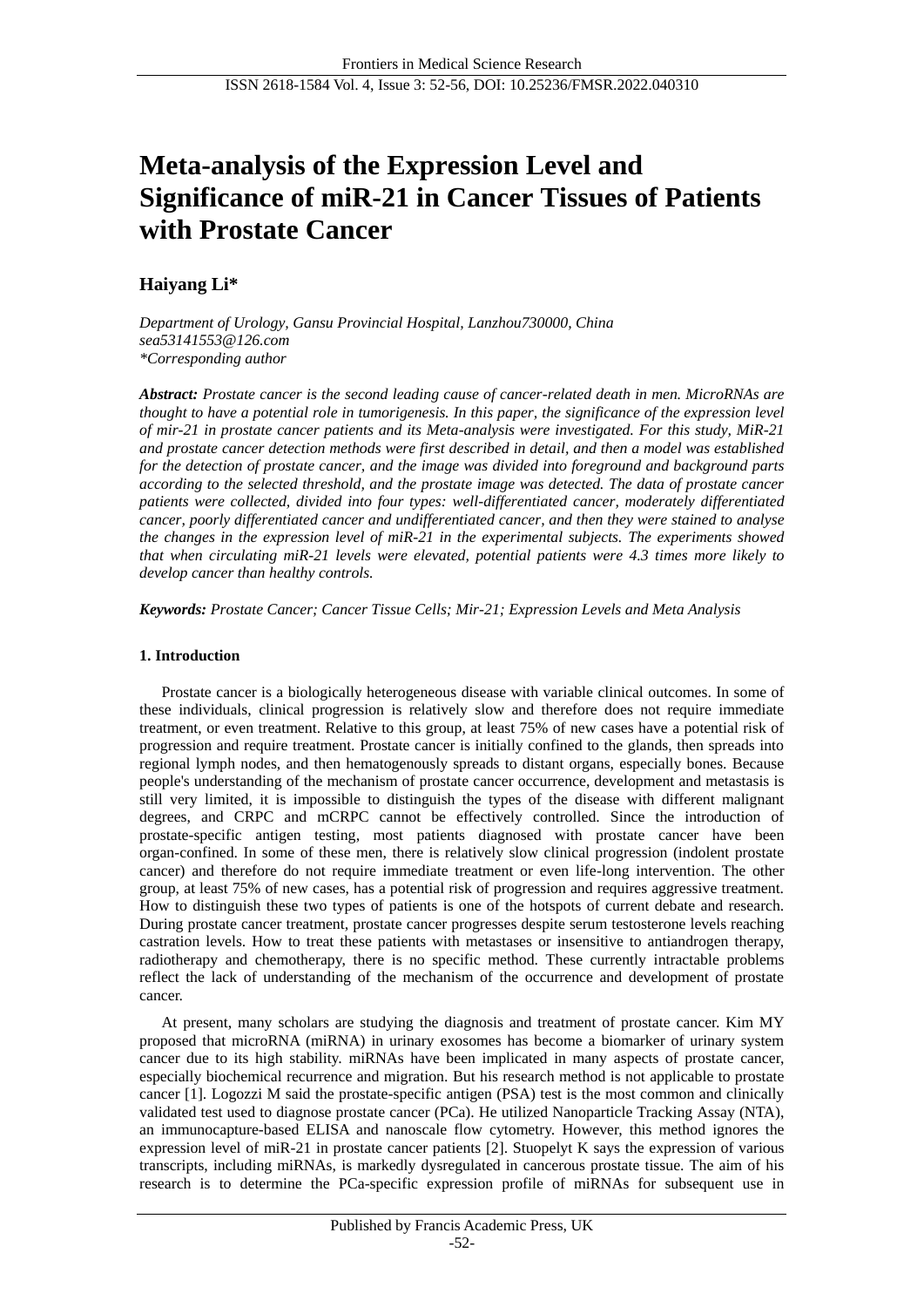# Meta-analysis of the Expression Level and Significance of miR-21 in Cancer Tissues of Patients with Prostate Cancer

**Haiyang Li***

*Department of Urology, Gansu Provincial Hospital, Lanzhou730000, China*
*sea53141553@126.com*
*\*Corresponding author*

***Abstract:*** *Prostate cancer is the second leading cause of cancer-related death in men. MicroRNAs are thought to have a potential role in tumorigenesis. In this paper, the significance of the expression level of mir-21 in prostate cancer patients and its Meta-analysis were investigated. For this study, MiR-21 and prostate cancer detection methods were first described in detail, and then a model was established for the detection of prostate cancer, and the image was divided into foreground and background parts according to the selected threshold, and the prostate image was detected. The data of prostate cancer patients were collected, divided into four types: well-differentiated cancer, moderately differentiated cancer, poorly differentiated cancer and undifferentiated cancer, and then they were stained to analyse the changes in the expression level of miR-21 in the experimental subjects. The experiments showed that when circulating miR-21 levels were elevated, potential patients were 4.3 times more likely to develop cancer than healthy controls.*

***Keywords:*** *Prostate Cancer; Cancer Tissue Cells; Mir-21; Expression Levels and Meta Analysis*

## 1. Introduction

Prostate cancer is a biologically heterogeneous disease with variable clinical outcomes. In some of these individuals, clinical progression is relatively slow and therefore does not require immediate treatment, or even treatment. Relative to this group, at least 75% of new cases have a potential risk of progression and require treatment. Prostate cancer is initially confined to the glands, then spreads into regional lymph nodes, and then hematogenously spreads to distant organs, especially bones. Because people's understanding of the mechanism of prostate cancer occurrence, development and metastasis is still very limited, it is impossible to distinguish the types of the disease with different malignant degrees, and CRPC and mCRPC cannot be effectively controlled. Since the introduction of prostate-specific antigen testing, most patients diagnosed with prostate cancer have been organ-confined. In some of these men, there is relatively slow clinical progression (indolent prostate cancer) and therefore do not require immediate treatment or even life-long intervention. The other group, at least 75% of new cases, has a potential risk of progression and requires aggressive treatment. How to distinguish these two types of patients is one of the hotspots of current debate and research. During prostate cancer treatment, prostate cancer progresses despite serum testosterone levels reaching castration levels. How to treat these patients with metastases or insensitive to antiandrogen therapy, radiotherapy and chemotherapy, there is no specific method. These currently intractable problems reflect the lack of understanding of the mechanism of the occurrence and development of prostate cancer.

At present, many scholars are studying the diagnosis and treatment of prostate cancer. Kim MY proposed that microRNA (miRNA) in urinary exosomes has become a biomarker of urinary system cancer due to its high stability. miRNAs have been implicated in many aspects of prostate cancer, especially biochemical recurrence and migration. But his research method is not applicable to prostate cancer [1]. Logozzi M said the prostate-specific antigen (PSA) test is the most common and clinically validated test used to diagnose prostate cancer (PCa). He utilized Nanoparticle Tracking Assay (NTA), an immunocapture-based ELISA and nanoscale flow cytometry. However, this method ignores the expression level of miR-21 in prostate cancer patients [2]. Stuopelyt K says the expression of various transcripts, including miRNAs, is markedly dysregulated in cancerous prostate tissue. The aim of his research is to determine the PCa-specific expression profile of miRNAs for subsequent use in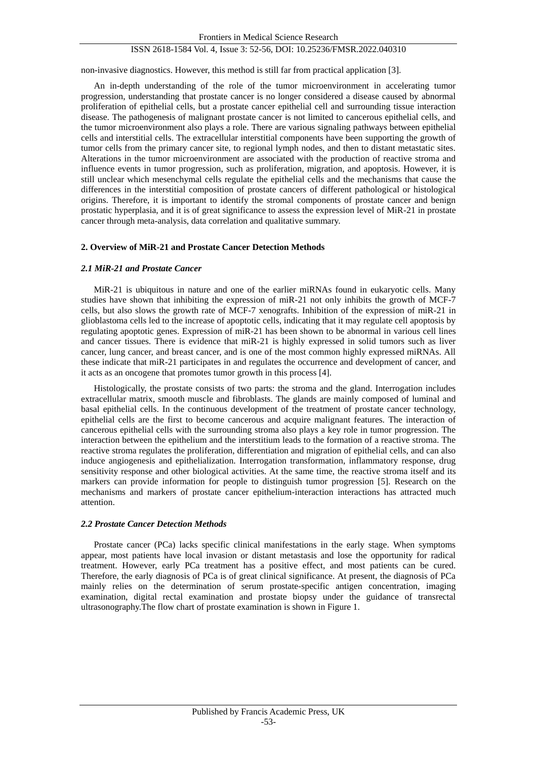non-invasive diagnostics. However, this method is still far from practical application [3].

An in-depth understanding of the role of the tumor microenvironment in accelerating tumor progression, understanding that prostate cancer is no longer considered a disease caused by abnormal proliferation of epithelial cells, but a prostate cancer epithelial cell and surrounding tissue interaction disease. The pathogenesis of malignant prostate cancer is not limited to cancerous epithelial cells, and the tumor microenvironment also plays a role. There are various signaling pathways between epithelial cells and interstitial cells. The extracellular interstitial components have been supporting the growth of tumor cells from the primary cancer site, to regional lymph nodes, and then to distant metastatic sites. Alterations in the tumor microenvironment are associated with the production of reactive stroma and influence events in tumor progression, such as proliferation, migration, and apoptosis. However, it is still unclear which mesenchymal cells regulate the epithelial cells and the mechanisms that cause the differences in the interstitial composition of prostate cancers of different pathological or histological origins. Therefore, it is important to identify the stromal components of prostate cancer and benign prostatic hyperplasia, and it is of great significance to assess the expression level of MiR-21 in prostate cancer through meta-analysis, data correlation and qualitative summary.

## 2. Overview of MiR-21 and Prostate Cancer Detection Methods

### *2.1 MiR-21 and Prostate Cancer*

MiR-21 is ubiquitous in nature and one of the earlier miRNAs found in eukaryotic cells. Many studies have shown that inhibiting the expression of miR-21 not only inhibits the growth of MCF-7 cells, but also slows the growth rate of MCF-7 xenografts. Inhibition of the expression of miR-21 in glioblastoma cells led to the increase of apoptotic cells, indicating that it may regulate cell apoptosis by regulating apoptotic genes. Expression of miR-21 has been shown to be abnormal in various cell lines and cancer tissues. There is evidence that miR-21 is highly expressed in solid tumors such as liver cancer, lung cancer, and breast cancer, and is one of the most common highly expressed miRNAs. All these indicate that miR-21 participates in and regulates the occurrence and development of cancer, and it acts as an oncogene that promotes tumor growth in this process [4].

Histologically, the prostate consists of two parts: the stroma and the gland. Interrogation includes extracellular matrix, smooth muscle and fibroblasts. The glands are mainly composed of luminal and basal epithelial cells. In the continuous development of the treatment of prostate cancer technology, epithelial cells are the first to become cancerous and acquire malignant features. The interaction of cancerous epithelial cells with the surrounding stroma also plays a key role in tumor progression. The interaction between the epithelium and the interstitium leads to the formation of a reactive stroma. The reactive stroma regulates the proliferation, differentiation and migration of epithelial cells, and can also induce angiogenesis and epithelialization. Interrogation transformation, inflammatory response, drug sensitivity response and other biological activities. At the same time, the reactive stroma itself and its markers can provide information for people to distinguish tumor progression [5]. Research on the mechanisms and markers of prostate cancer epithelium-interaction interactions has attracted much attention.

### *2.2 Prostate Cancer Detection Methods*

Prostate cancer (PCa) lacks specific clinical manifestations in the early stage. When symptoms appear, most patients have local invasion or distant metastasis and lose the opportunity for radical treatment. However, early PCa treatment has a positive effect, and most patients can be cured. Therefore, the early diagnosis of PCa is of great clinical significance. At present, the diagnosis of PCa mainly relies on the determination of serum prostate-specific antigen concentration, imaging examination, digital rectal examination and prostate biopsy under the guidance of transrectal ultrasonography.The flow chart of prostate examination is shown in Figure 1.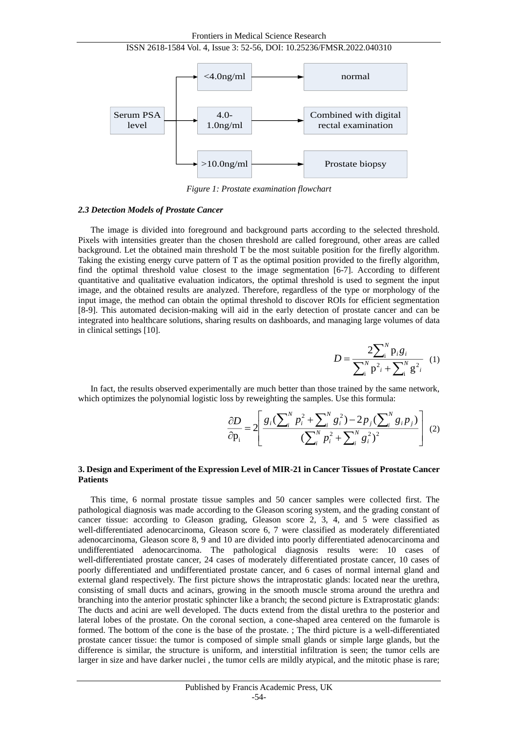Serum PSA level → <4.0ng/ml → normal

Serum PSA level → 4.0-1.0ng/ml → Combined with digital rectal examination

Serum PSA level → >10.0ng/ml → Prostate biopsy

*Figure 1: Prostate examination flowchart*

### *2.3 Detection Models of Prostate Cancer*

The image is divided into foreground and background parts according to the selected threshold. Pixels with intensities greater than the chosen threshold are called foreground, other areas are called background. Let the obtained main threshold T be the most suitable position for the firefly algorithm. Taking the existing energy curve pattern of T as the optimal position provided to the firefly algorithm, find the optimal threshold value closest to the image segmentation [6-7]. According to different quantitative and qualitative evaluation indicators, the optimal threshold is used to segment the input image, and the obtained results are analyzed. Therefore, regardless of the type or morphology of the input image, the method can obtain the optimal threshold to discover ROIs for efficient segmentation [8-9]. This automated decision-making will aid in the early detection of prostate cancer and can be integrated into healthcare solutions, sharing results on dashboards, and managing large volumes of data in clinical settings [10].

$$D = \frac{2\sum_{i}^{N} p_i g_i}{\sum_{i}^{N} p^2{}_i + \sum_{i}^{N} g^2{}_i} \quad (1)$$

In fact, the results observed experimentally are much better than those trained by the same network, which optimizes the polynomial logistic loss by reweighting the samples. Use this formula:

$$\frac{\partial D}{\partial p_i} = 2\left[\frac{g_i(\sum_{i}^{N} p_i^2 + \sum_{i}^{N} g_i^2) - 2p_j(\sum_{i}^{N} g_i p_j)}{(\sum_{i}^{N} p_i^2 + \sum_{i}^{N} g_i^2)^2}\right] \quad (2)$$

## 3. Design and Experiment of the Expression Level of MIR-21 in Cancer Tissues of Prostate Cancer Patients

This time, 6 normal prostate tissue samples and 50 cancer samples were collected first. The pathological diagnosis was made according to the Gleason scoring system, and the grading constant of cancer tissue: according to Gleason grading, Gleason score 2, 3, 4, and 5 were classified as well-differentiated adenocarcinoma, Gleason score 6, 7 were classified as moderately differentiated adenocarcinoma, Gleason score 8, 9 and 10 are divided into poorly differentiated adenocarcinoma and undifferentiated adenocarcinoma. The pathological diagnosis results were: 10 cases of well-differentiated prostate cancer, 24 cases of moderately differentiated prostate cancer, 10 cases of poorly differentiated and undifferentiated prostate cancer, and 6 cases of normal internal gland and external gland respectively. The first picture shows the intraprostatic glands: located near the urethra, consisting of small ducts and acinars, growing in the smooth muscle stroma around the urethra and branching into the anterior prostatic sphincter like a branch; the second picture is Extraprostatic glands: The ducts and acini are well developed. The ducts extend from the distal urethra to the posterior and lateral lobes of the prostate. On the coronal section, a cone-shaped area centered on the fumarole is formed. The bottom of the cone is the base of the prostate. ; The third picture is a well-differentiated prostate cancer tissue: the tumor is composed of simple small glands or simple large glands, but the difference is similar, the structure is uniform, and interstitial infiltration is seen; the tumor cells are larger in size and have darker nuclei , the tumor cells are mildly atypical, and the mitotic phase is rare;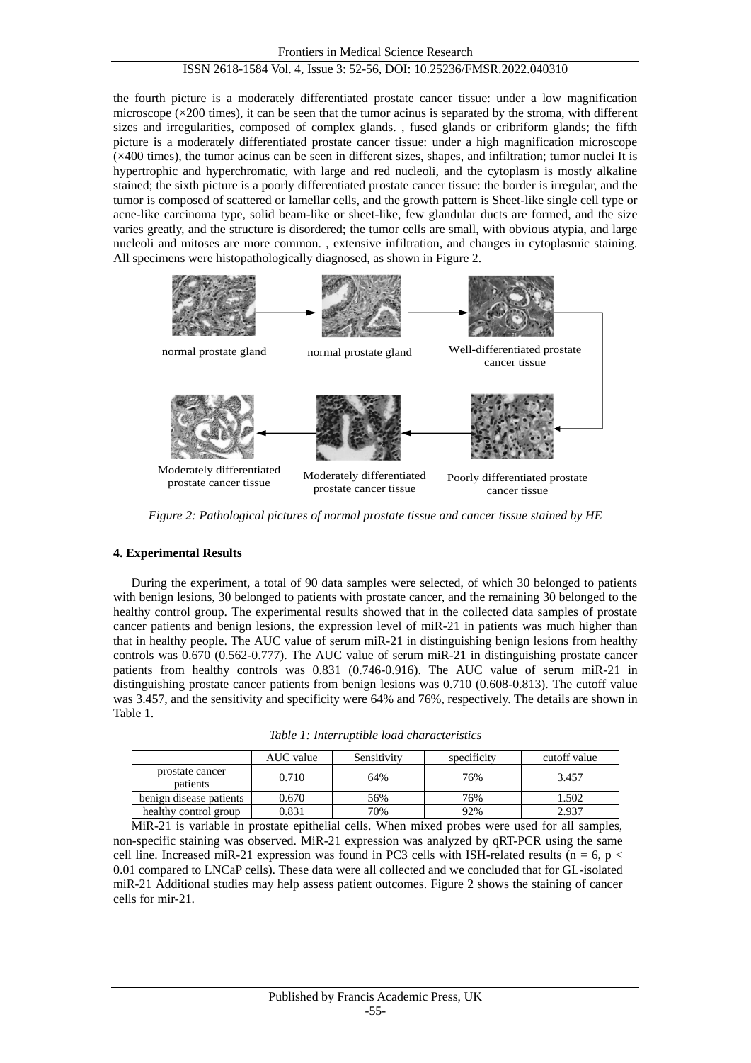the fourth picture is a moderately differentiated prostate cancer tissue: under a low magnification microscope (×200 times), it can be seen that the tumor acinus is separated by the stroma, with different sizes and irregularities, composed of complex glands. , fused glands or cribriform glands; the fifth picture is a moderately differentiated prostate cancer tissue: under a high magnification microscope (×400 times), the tumor acinus can be seen in different sizes, shapes, and infiltration; tumor nuclei It is hypertrophic and hyperchromatic, with large and red nucleoli, and the cytoplasm is mostly alkaline stained; the sixth picture is a poorly differentiated prostate cancer tissue: the border is irregular, and the tumor is composed of scattered or lamellar cells, and the growth pattern is Sheet-like single cell type or acne-like carcinoma type, solid beam-like or sheet-like, few glandular ducts are formed, and the size varies greatly, and the structure is disordered; the tumor cells are small, with obvious atypia, and large nucleoli and mitoses are more common. , extensive infiltration, and changes in cytoplasmic staining. All specimens were histopathologically diagnosed, as shown in Figure 2.

normal prostate gland

normal prostate gland

Well-differentiated prostate cancer tissue

Moderately differentiated prostate cancer tissue

Moderately differentiated prostate cancer tissue

Poorly differentiated prostate cancer tissue

*Figure 2: Pathological pictures of normal prostate tissue and cancer tissue stained by HE*

### 4. Experimental Results

During the experiment, a total of 90 data samples were selected, of which 30 belonged to patients with benign lesions, 30 belonged to patients with prostate cancer, and the remaining 30 belonged to the healthy control group. The experimental results showed that in the collected data samples of prostate cancer patients and benign lesions, the expression level of miR-21 in patients was much higher than that in healthy people. The AUC value of serum miR-21 in distinguishing benign lesions from healthy controls was 0.670 (0.562-0.777). The AUC value of serum miR-21 in distinguishing prostate cancer patients from healthy controls was 0.831 (0.746-0.916). The AUC value of serum miR-21 in distinguishing prostate cancer patients from benign lesions was 0.710 (0.608-0.813). The cutoff value was 3.457, and the sensitivity and specificity were 64% and 76%, respectively. The details are shown in Table 1.

*Table 1: Interruptible load characteristics*

| | AUC value | Sensitivity | specificity | cutoff value |
|---|---|---|---|---|
| prostate cancer patients | 0.710 | 64% | 76% | 3.457 |
| benign disease patients | 0.670 | 56% | 76% | 1.502 |
| healthy control group | 0.831 | 70% | 92% | 2.937 |

MiR-21 is variable in prostate epithelial cells. When mixed probes were used for all samples, non-specific staining was observed. MiR-21 expression was analyzed by qRT-PCR using the same cell line. Increased miR-21 expression was found in PC3 cells with ISH-related results ($n = 6$, $p < 0.01$ compared to LNCaP cells). These data were all collected and we concluded that for GL-isolated miR-21 Additional studies may help assess patient outcomes. Figure 2 shows the staining of cancer cells for mir-21.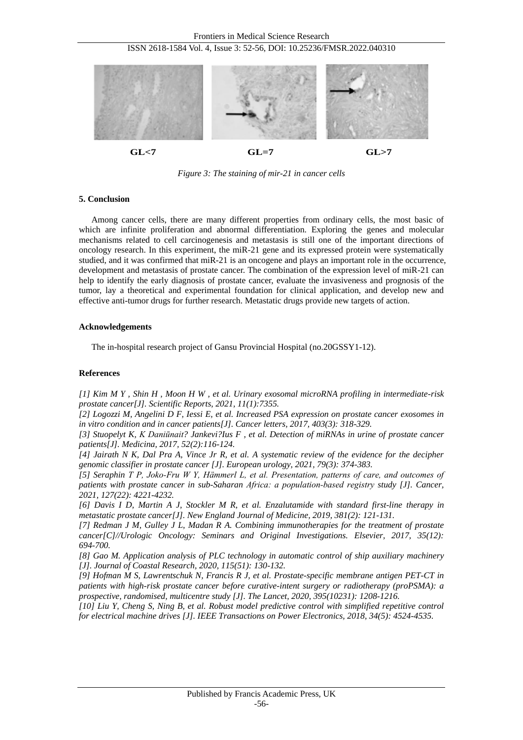GL<7

GL=7

GL>7

*Figure 3: The staining of mir-21 in cancer cells*

## 5. Conclusion

Among cancer cells, there are many different properties from ordinary cells, the most basic of which are infinite proliferation and abnormal differentiation. Exploring the genes and molecular mechanisms related to cell carcinogenesis and metastasis is still one of the important directions of oncology research. In this experiment, the miR-21 gene and its expressed protein were systematically studied, and it was confirmed that miR-21 is an oncogene and plays an important role in the occurrence, development and metastasis of prostate cancer. The combination of the expression level of miR-21 can help to identify the early diagnosis of prostate cancer, evaluate the invasiveness and prognosis of the tumor, lay a theoretical and experimental foundation for clinical application, and develop new and effective anti-tumor drugs for further research. Metastatic drugs provide new targets of action.

## Acknowledgements

The in-hospital research project of Gansu Provincial Hospital (no.20GSSY1-12).

## References

*[1] Kim M Y , Shin H , Moon H W , et al. Urinary exosomal microRNA profiling in intermediate-risk prostate cancer[J]. Scientific Reports, 2021, 11(1):7355.*

*[2] Logozzi M, Angelini D F, Iessi E, et al. Increased PSA expression on prostate cancer exosomes in in vitro condition and in cancer patients[J]. Cancer letters, 2017, 403(3): 318-329.*

*[3] Stuopelyt K, K Daniūnait? Jankevi?Ius F , et al. Detection of miRNAs in urine of prostate cancer patients[J]. Medicina, 2017, 52(2):116-124.*

*[4] Jairath N K, Dal Pra A, Vince Jr R, et al. A systematic review of the evidence for the decipher genomic classifier in prostate cancer [J]. European urology, 2021, 79(3): 374-383.*

*[5] Seraphin T P, Joko-Fru W Y, Hämmerl L, et al. Presentation, patterns of care, and outcomes of patients with prostate cancer in sub-Saharan Africa: a population-based registry study [J]. Cancer, 2021, 127(22): 4221-4232.*

*[6] Davis I D, Martin A J, Stockler M R, et al. Enzalutamide with standard first-line therapy in metastatic prostate cancer[J]. New England Journal of Medicine, 2019, 381(2): 121-131.*

*[7] Redman J M, Gulley J L, Madan R A. Combining immunotherapies for the treatment of prostate cancer[C]//Urologic Oncology: Seminars and Original Investigations. Elsevier, 2017, 35(12): 694-700.*

*[8] Gao M. Application analysis of PLC technology in automatic control of ship auxiliary machinery [J]. Journal of Coastal Research, 2020, 115(51): 130-132.*

*[9] Hofman M S, Lawrentschuk N, Francis R J, et al. Prostate-specific membrane antigen PET-CT in patients with high-risk prostate cancer before curative-intent surgery or radiotherapy (proPSMA): a prospective, randomised, multicentre study [J]. The Lancet, 2020, 395(10231): 1208-1216.*

*[10] Liu Y, Cheng S, Ning B, et al. Robust model predictive control with simplified repetitive control for electrical machine drives [J]. IEEE Transactions on Power Electronics, 2018, 34(5): 4524-4535.*